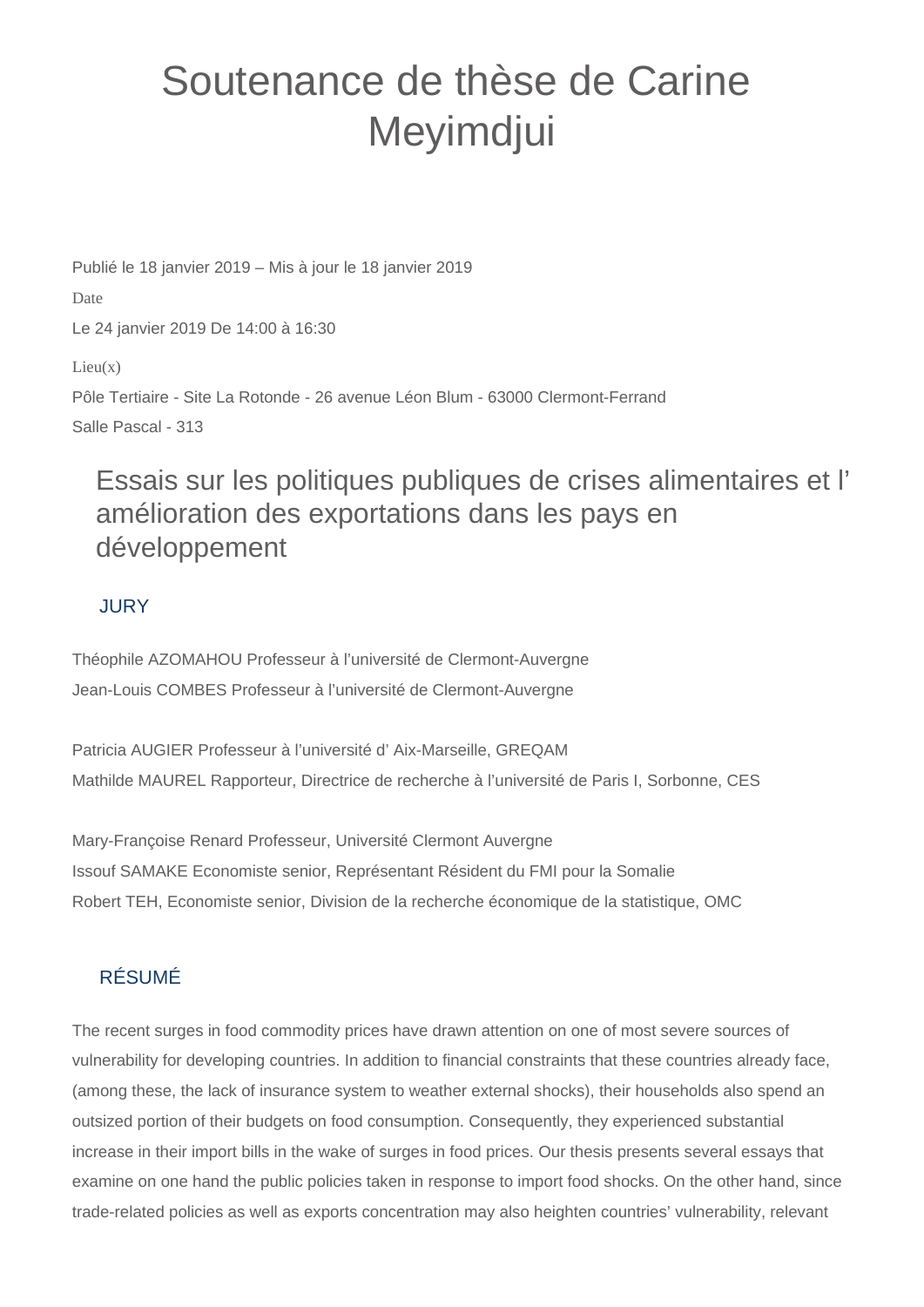# Soutenance de thèse de Carine Meyimdjui

Publié le 18 janvier 2019 – Mis à jour le 18 janvier 2019

Date

Le 24 janvier 2019 De 14:00 à 16:30

Lieu(x)

Pôle Tertiaire - Site La Rotonde - 26 avenue Léon Blum - 63000 Clermont-Ferrand

Salle Pascal - 313

## Essais sur les politiques publiques de crises alimentaires et l’amélioration des exportations dans les pays en développement

### JURY

Théophile AZOMAHOU Professeur à l’université de Clermont-Auvergne

Jean-Louis COMBES Professeur à l’université de Clermont-Auvergne

Patricia AUGIER Professeur à l’université d’ Aix-Marseille, GREQAM

Mathilde MAUREL Rapporteur, Directrice de recherche à l’université de Paris I, Sorbonne, CES

Mary-Françoise Renard Professeur, Université Clermont Auvergne

Issouf SAMAKE Economiste senior, Représentant Résident du FMI pour la Somalie

Robert TEH, Economiste senior, Division de la recherche économique de la statistique, OMC

### RÉSUMÉ

The recent surges in food commodity prices have drawn attention on one of most severe sources of vulnerability for developing countries. In addition to financial constraints that these countries already face, (among these, the lack of insurance system to weather external shocks), their households also spend an outsized portion of their budgets on food consumption. Consequently, they experienced substantial increase in their import bills in the wake of surges in food prices. Our thesis presents several essays that examine on one hand the public policies taken in response to import food shocks. On the other hand, since trade-related policies as well as exports concentration may also heighten countries’ vulnerability, relevant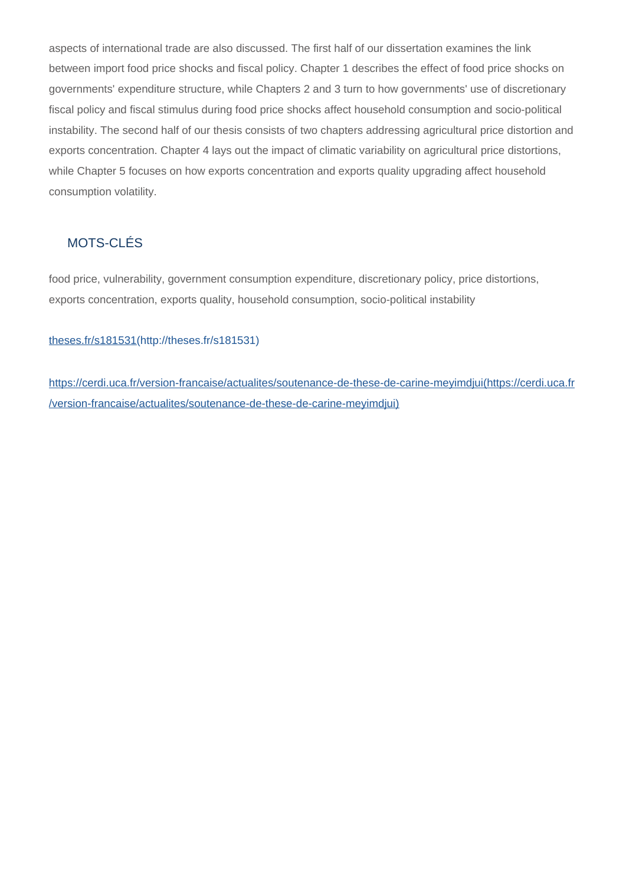aspects of international trade are also discussed. The first half of our dissertation examines the link between import food price shocks and fiscal policy. Chapter 1 describes the effect of food price shocks on governments' expenditure structure, while Chapters 2 and 3 turn to how governments' use of discretionary fiscal policy and fiscal stimulus during food price shocks affect household consumption and socio-political instability. The second half of our thesis consists of two chapters addressing agricultural price distortion and exports concentration. Chapter 4 lays out the impact of climatic variability on agricultural price distortions, while Chapter 5 focuses on how exports concentration and exports quality upgrading affect household consumption volatility.

## MOTS-CLÉS

food price, vulnerability, government consumption expenditure, discretionary policy, price distortions, exports concentration, exports quality, household consumption, socio-political instability

theses.fr/s181531(http://theses.fr/s181531)

https://cerdi.uca.fr/version-francaise/actualites/soutenance-de-these-de-carine-meyimdjui(https://cerdi.uca.fr/version-francaise/actualites/soutenance-de-these-de-carine-meyimdjui)